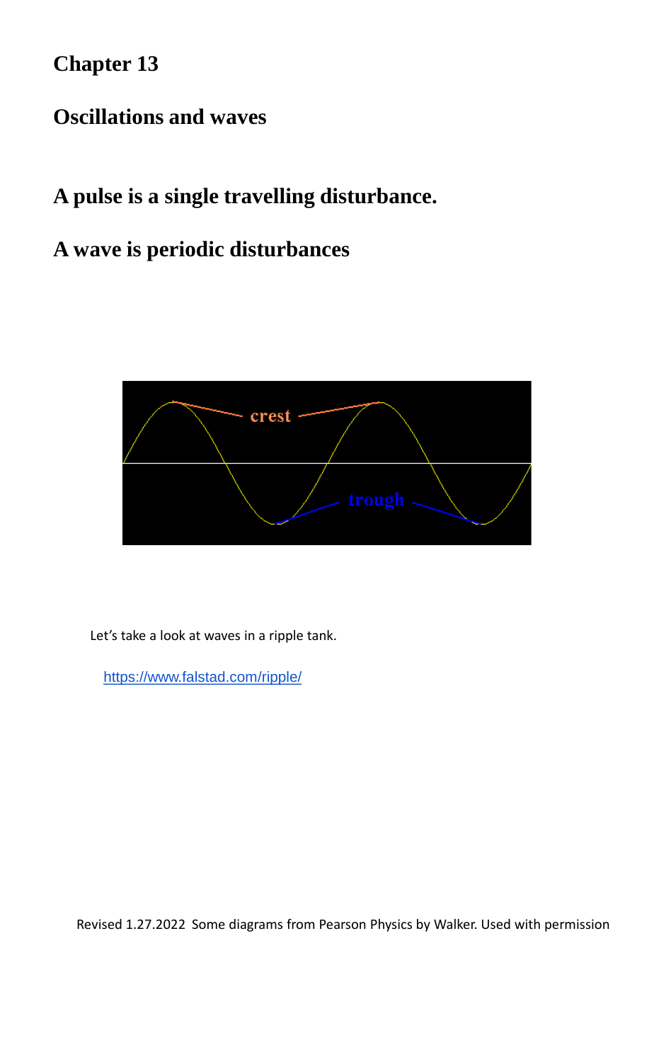# Chapter 13

## Oscillations and waves

**A pulse is a single travelling disturbance.**

**A wave is periodic disturbances**

Let's take a look at waves in a ripple tank.

https://www.falstad.com/ripple/

Revised 1.27.2022 Some diagrams from Pearson Physics by Walker. Used with permission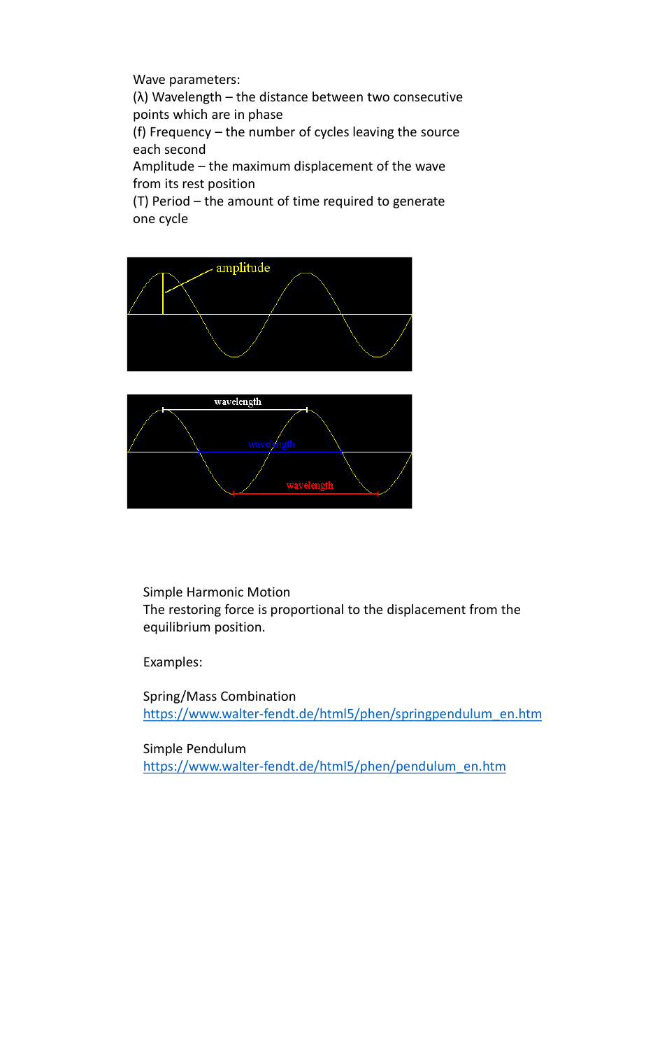Wave parameters:

(λ) Wavelength – the distance between two consecutive points which are in phase

(f) Frequency – the number of cycles leaving the source each second

Amplitude – the maximum displacement of the wave from its rest position

(T) Period – the amount of time required to generate one cycle

Simple Harmonic Motion

The restoring force is proportional to the displacement from the equilibrium position.

Examples:

Spring/Mass Combination
https://www.walter-fendt.de/html5/phen/springpendulum_en.htm

Simple Pendulum
https://www.walter-fendt.de/html5/phen/pendulum_en.htm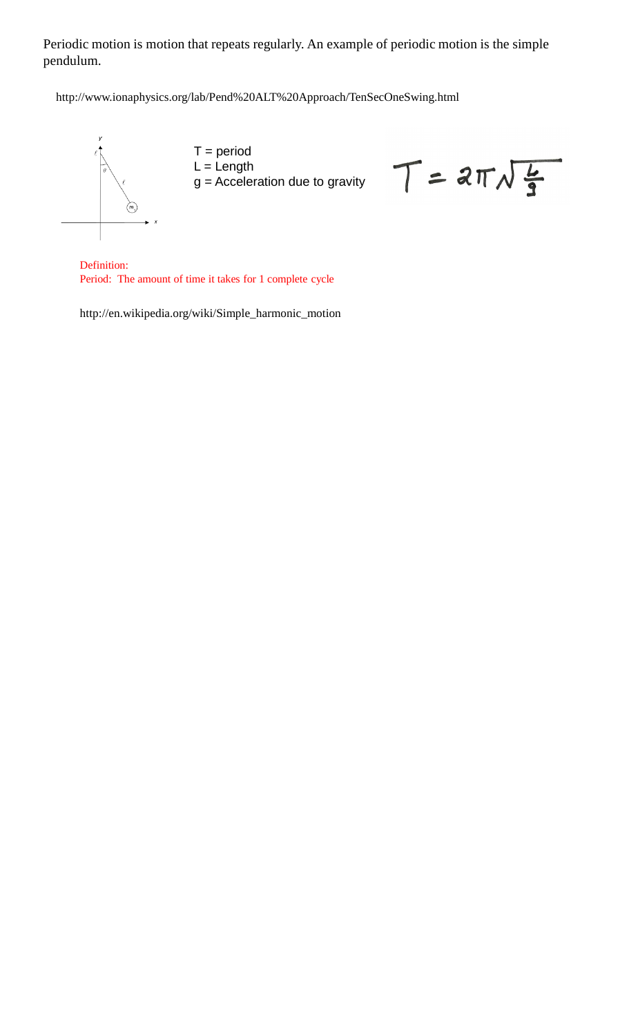Periodic motion is motion that repeats regularly. An example of periodic motion is the simple pendulum.

http://www.ionaphysics.org/lab/Pend%20ALT%20Approach/TenSecOneSwing.html

T = period
L = Length
g = Acceleration due to gravity

$$T = 2\pi\sqrt{\frac{L}{g}}$$

Definition:
Period: The amount of time it takes for 1 complete cycle

http://en.wikipedia.org/wiki/Simple_harmonic_motion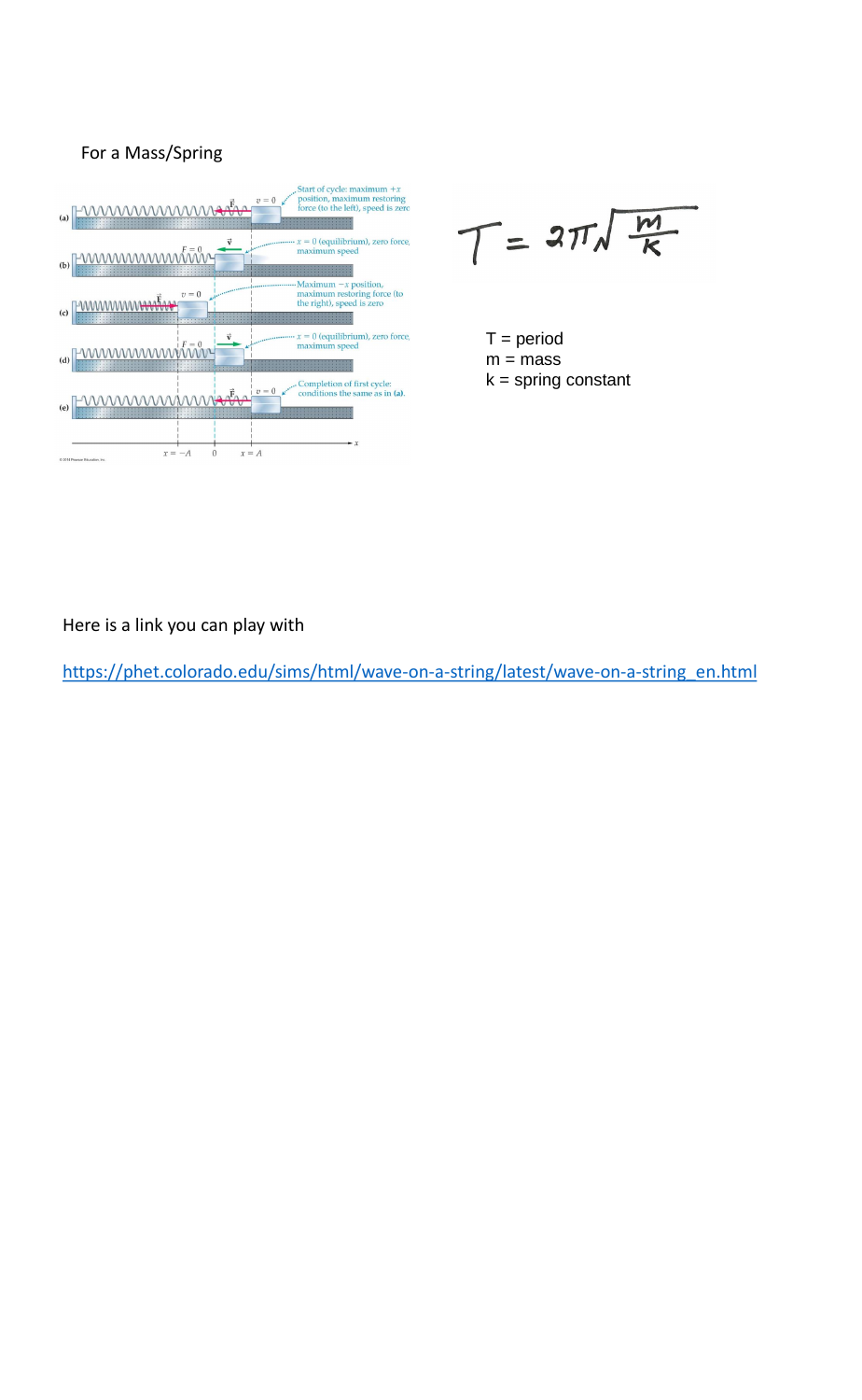For a Mass/Spring

$$T = 2\pi\sqrt{\frac{m}{k}}$$

T = period
m = mass
k = spring constant

Here is a link you can play with

https://phet.colorado.edu/sims/html/wave-on-a-string/latest/wave-on-a-string_en.html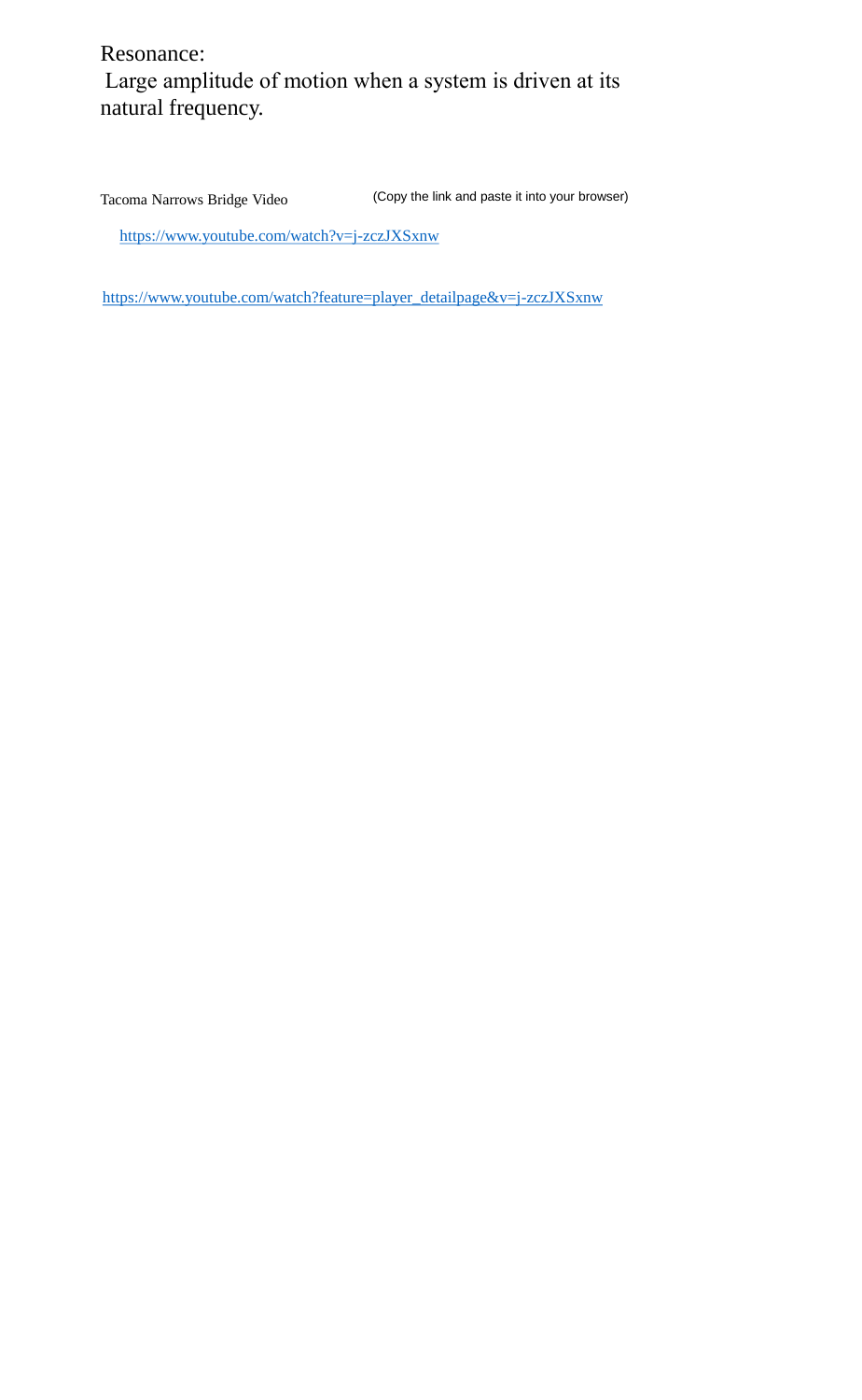Resonance:

Large amplitude of motion when a system is driven at its natural frequency.

Tacoma Narrows Bridge Video (Copy the link and paste it into your browser)

https://www.youtube.com/watch?v=j-zczJXSxnw

https://www.youtube.com/watch?feature=player_detailpage&v=j-zczJXSxnw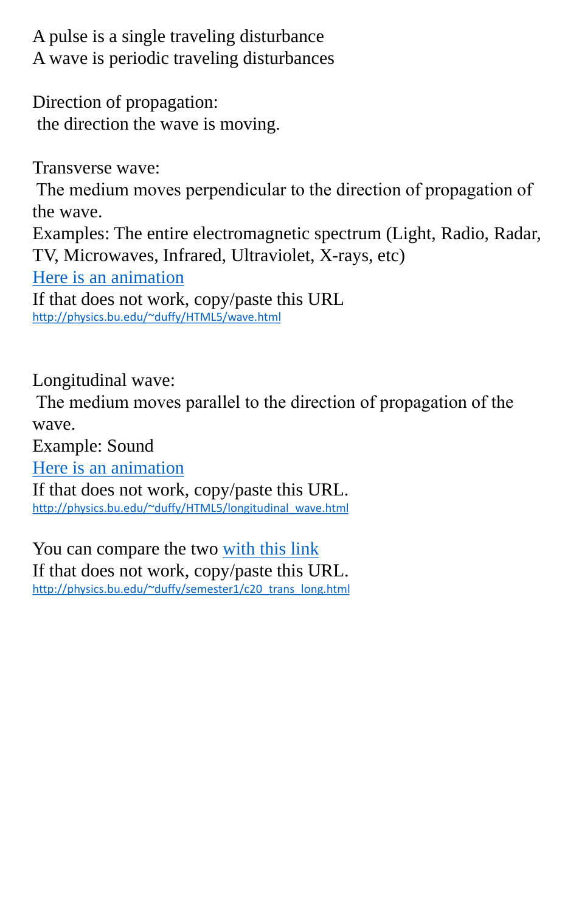A pulse is a single traveling disturbance
A wave is periodic traveling disturbances

Direction of propagation:
the direction the wave is moving.

Transverse wave:
The medium moves perpendicular to the direction of propagation of the wave.
Examples: The entire electromagnetic spectrum (Light, Radio, Radar, TV, Microwaves, Infrared, Ultraviolet, X-rays, etc)
[Here is an animation](http://physics.bu.edu/~duffy/HTML5/wave.html)
If that does not work, copy/paste this URL
http://physics.bu.edu/~duffy/HTML5/wave.html

Longitudinal wave:
The medium moves parallel to the direction of propagation of the wave.
Example: Sound
[Here is an animation](http://physics.bu.edu/~duffy/HTML5/longitudinal_wave.html)
If that does not work, copy/paste this URL.
http://physics.bu.edu/~duffy/HTML5/longitudinal_wave.html

You can compare the two [with this link](http://physics.bu.edu/~duffy/semester1/c20_trans_long.html)
If that does not work, copy/paste this URL.
http://physics.bu.edu/~duffy/semester1/c20_trans_long.html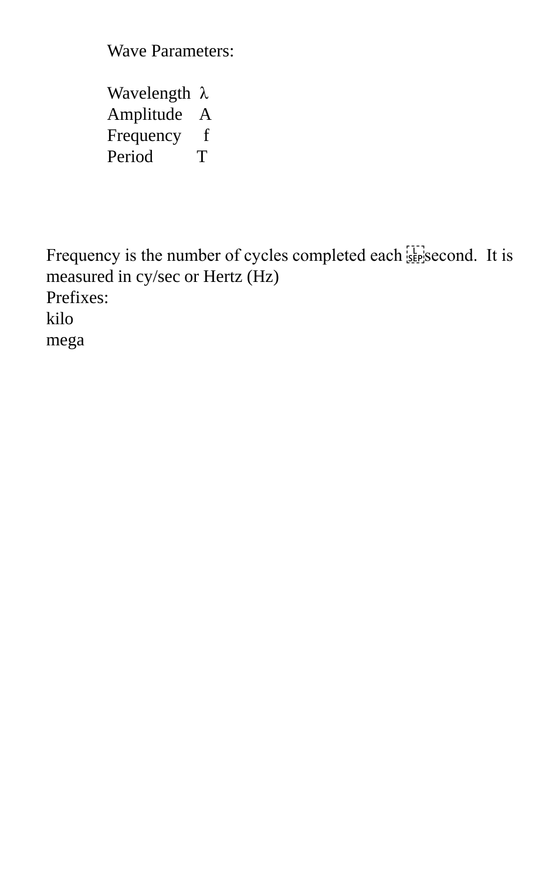Wave Parameters:

| | |
|---|---|
| Wavelength | $\lambda$ |
| Amplitude | A |
| Frequency | f |
| Period | T |

Frequency is the number of cycles completed each second. It is measured in cy/sec or Hertz (Hz)

Prefixes:

kilo

mega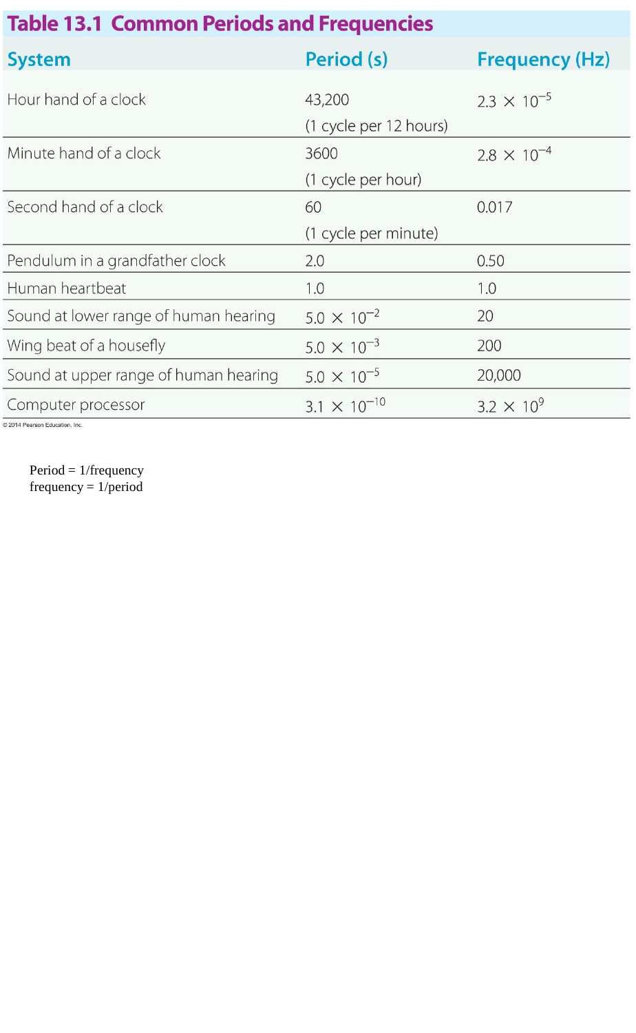## Table 13.1 Common Periods and Frequencies

| System | Period (s) | Frequency (Hz) |
|---|---|---|
| Hour hand of a clock | 43,200 (1 cycle per 12 hours) | $2.3 \times 10^{-5}$ |
| Minute hand of a clock | 3600 (1 cycle per hour) | $2.8 \times 10^{-4}$ |
| Second hand of a clock | 60 (1 cycle per minute) | 0.017 |
| Pendulum in a grandfather clock | 2.0 | 0.50 |
| Human heartbeat | 1.0 | 1.0 |
| Sound at lower range of human hearing | $5.0 \times 10^{-2}$ | 20 |
| Wing beat of a housefly | $5.0 \times 10^{-3}$ | 200 |
| Sound at upper range of human hearing | $5.0 \times 10^{-5}$ | 20,000 |
| Computer processor | $3.1 \times 10^{-10}$ | $3.2 \times 10^{9}$ |

© 2014 Pearson Education, Inc.

Period = 1/frequency
frequency = 1/period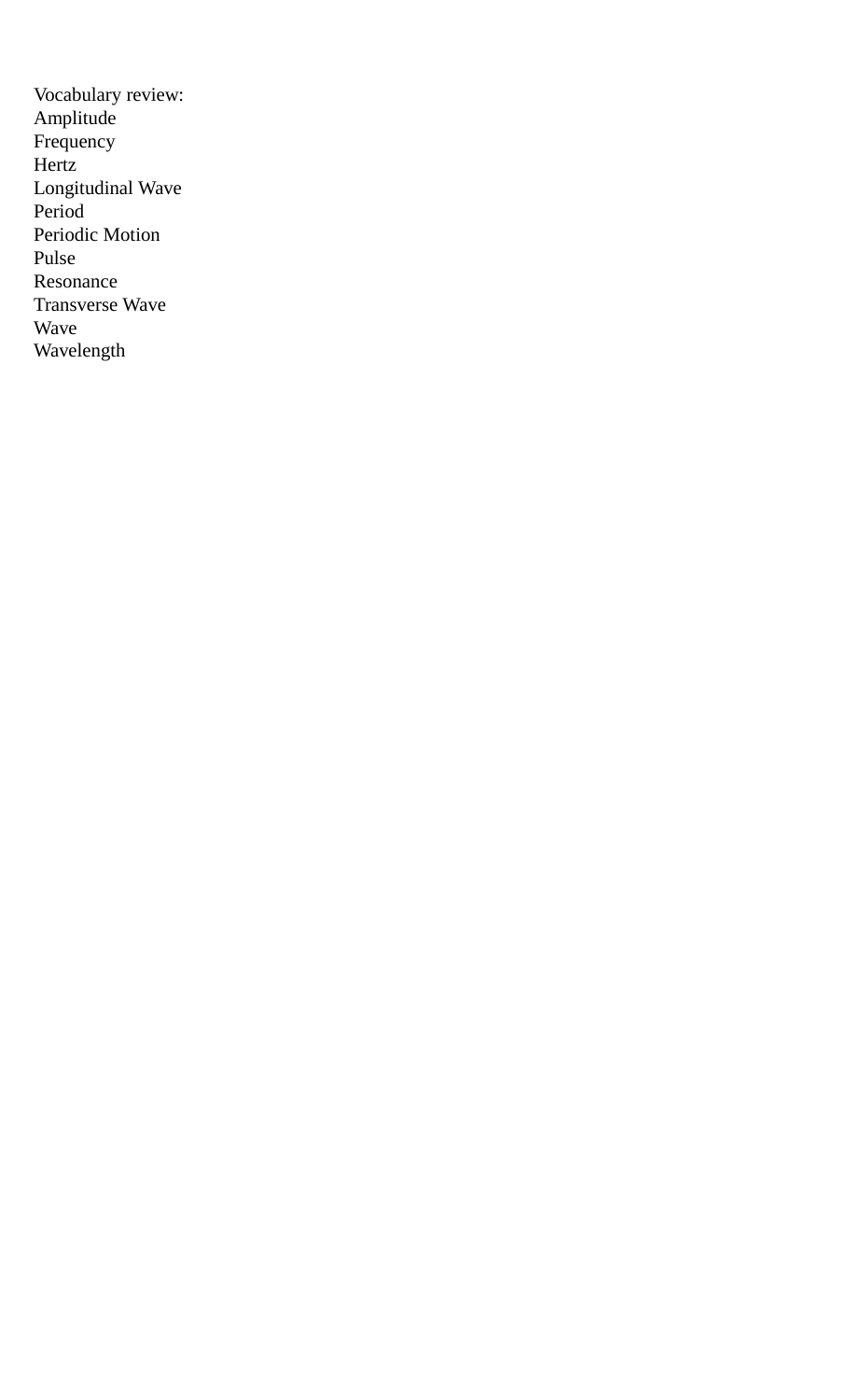Vocabulary review:
Amplitude
Frequency
Hertz
Longitudinal Wave
Period
Periodic Motion
Pulse
Resonance
Transverse Wave
Wave
Wavelength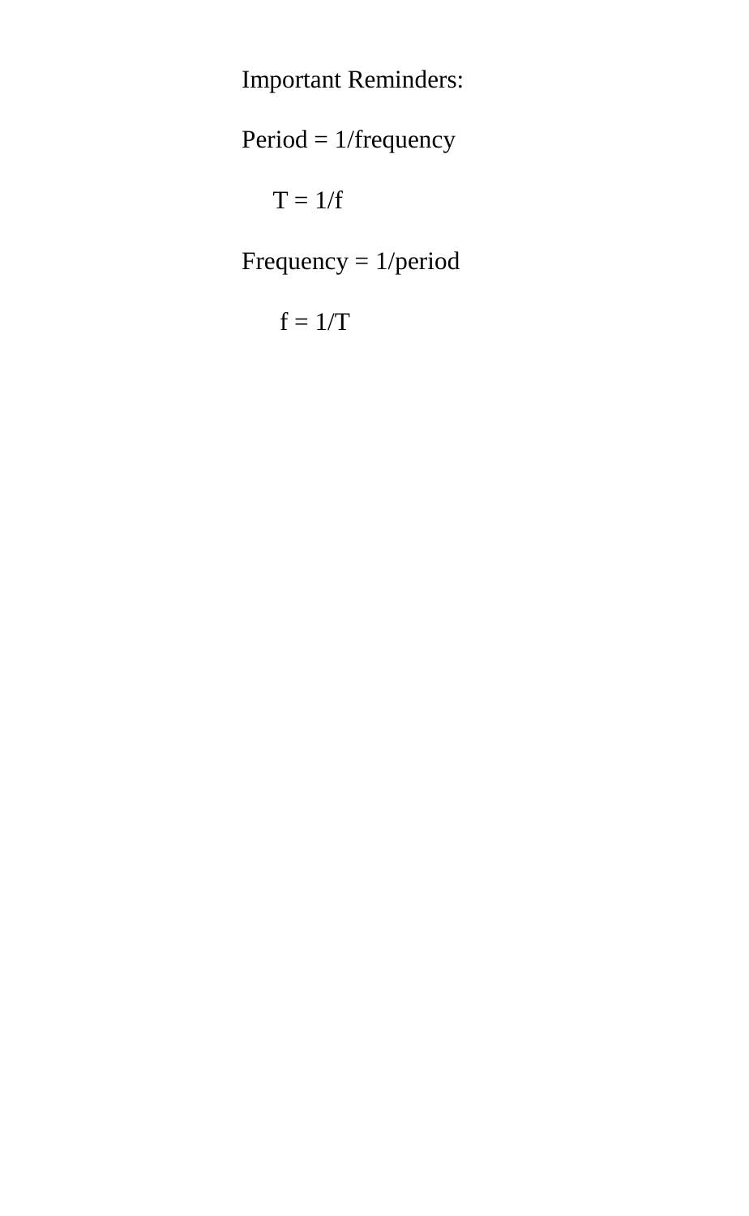Important Reminders:

Period = 1/frequency

$T = 1/f$

Frequency = 1/period

$f = 1/T$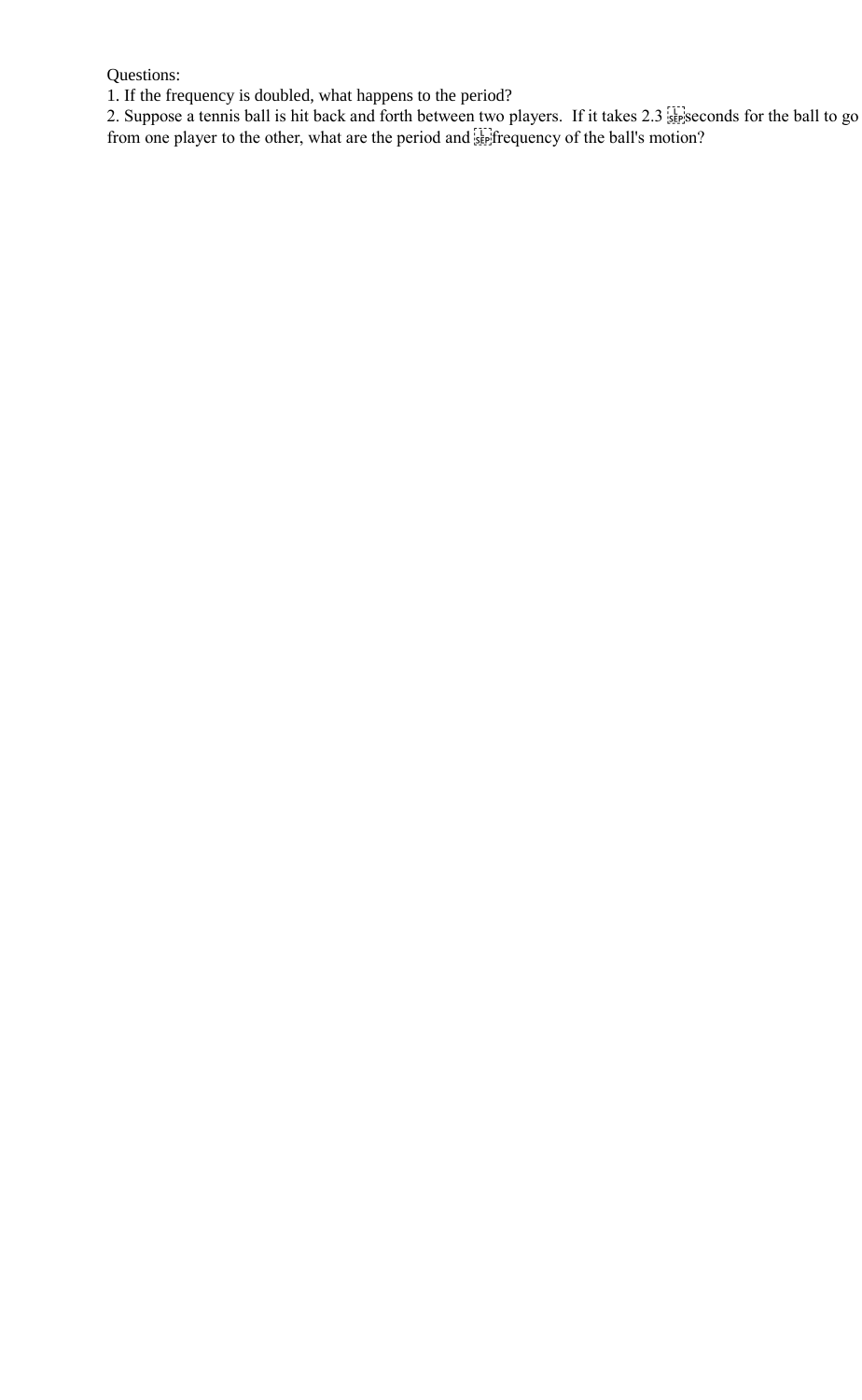Questions:

1. If the frequency is doubled, what happens to the period?
2. Suppose a tennis ball is hit back and forth between two players. If it takes 2.3 seconds for the ball to go from one player to the other, what are the period and frequency of the ball's motion?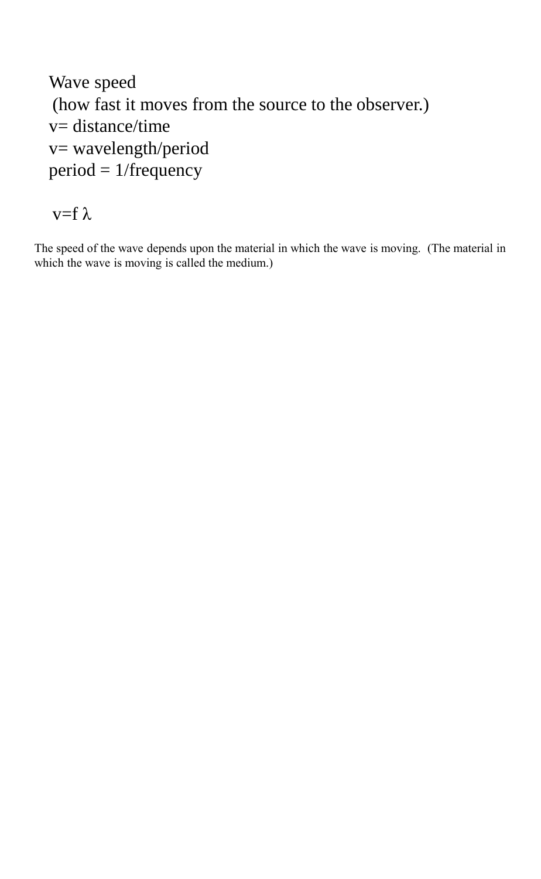Wave speed

(how fast it moves from the source to the observer.)

$v = \text{distance}/\text{time}$

$v = \text{wavelength}/\text{period}$

$\text{period} = 1/\text{frequency}$

$v = f\lambda$

The speed of the wave depends upon the material in which the wave is moving. (The material in which the wave is moving is called the medium.)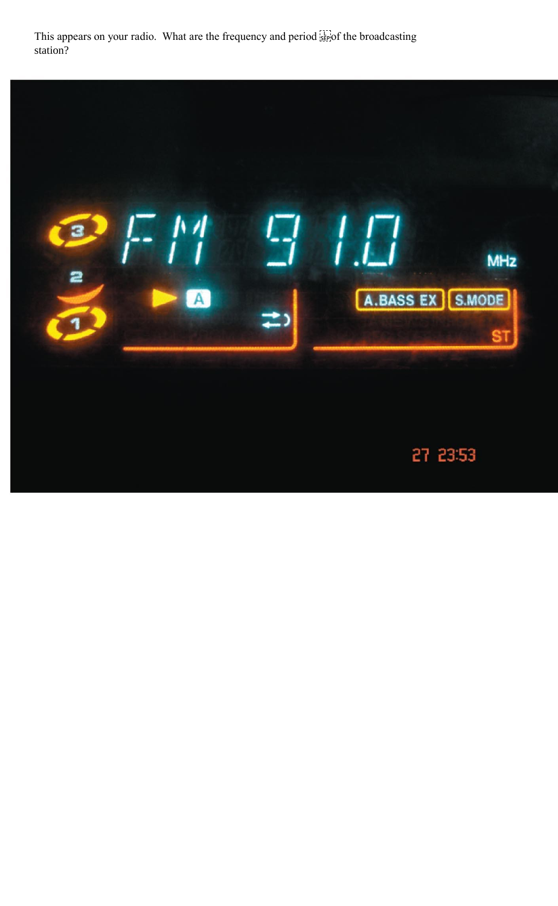This appears on your radio. What are the frequency and period of the broadcasting station?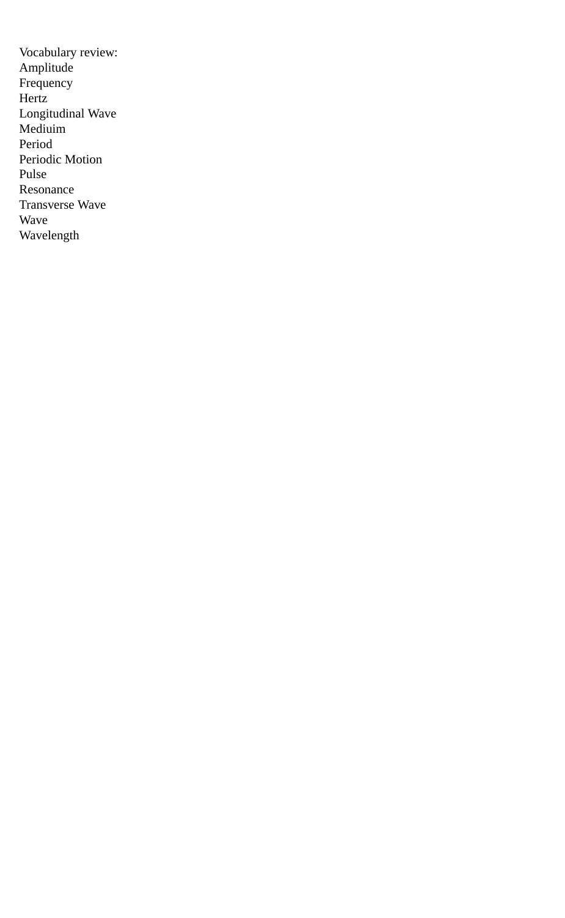Vocabulary review:
Amplitude
Frequency
Hertz
Longitudinal Wave
Mediuim
Period
Periodic Motion
Pulse
Resonance
Transverse Wave
Wave
Wavelength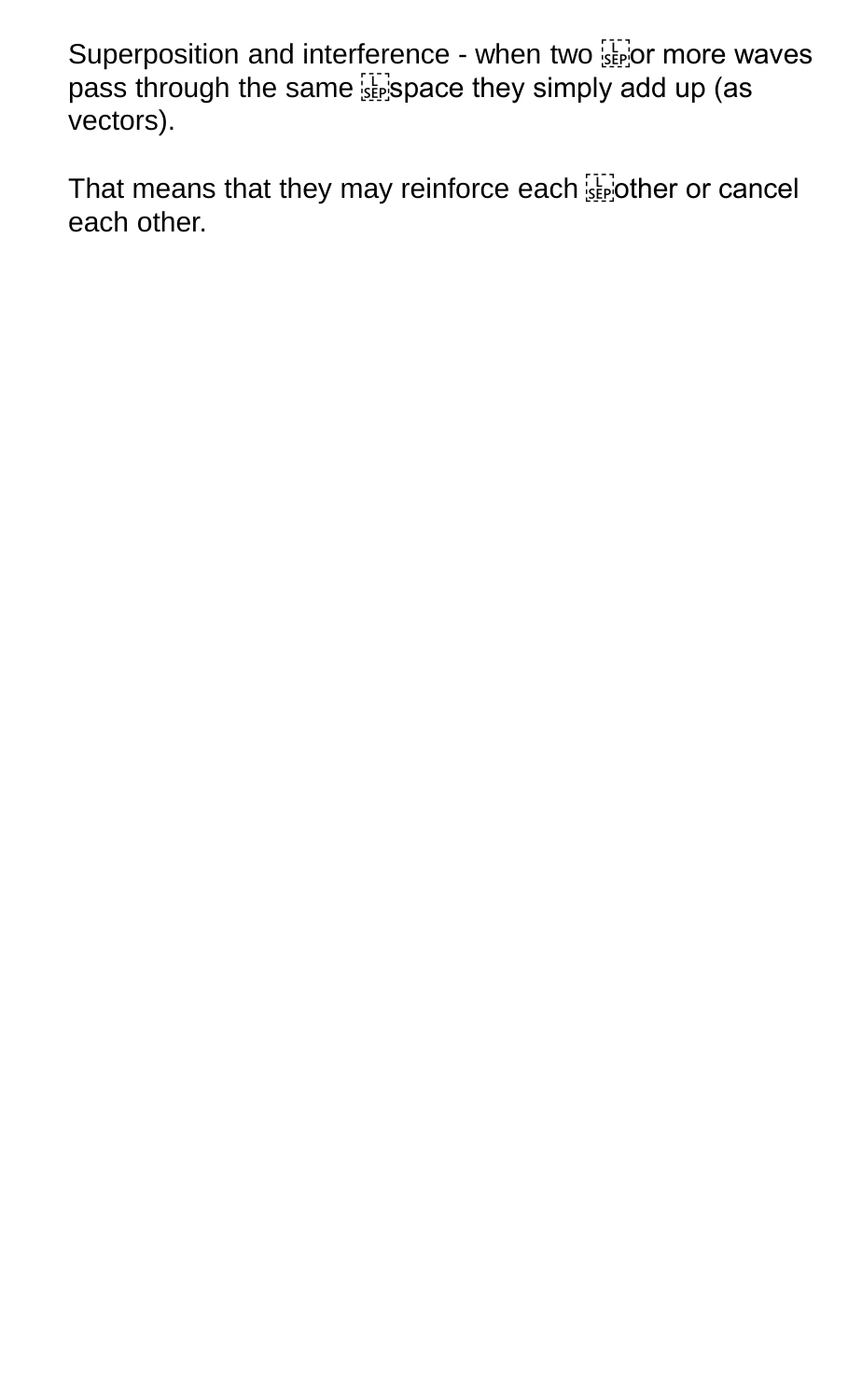Superposition and interference - when two or more waves pass through the same space they simply add up (as vectors).

That means that they may reinforce each other or cancel each other.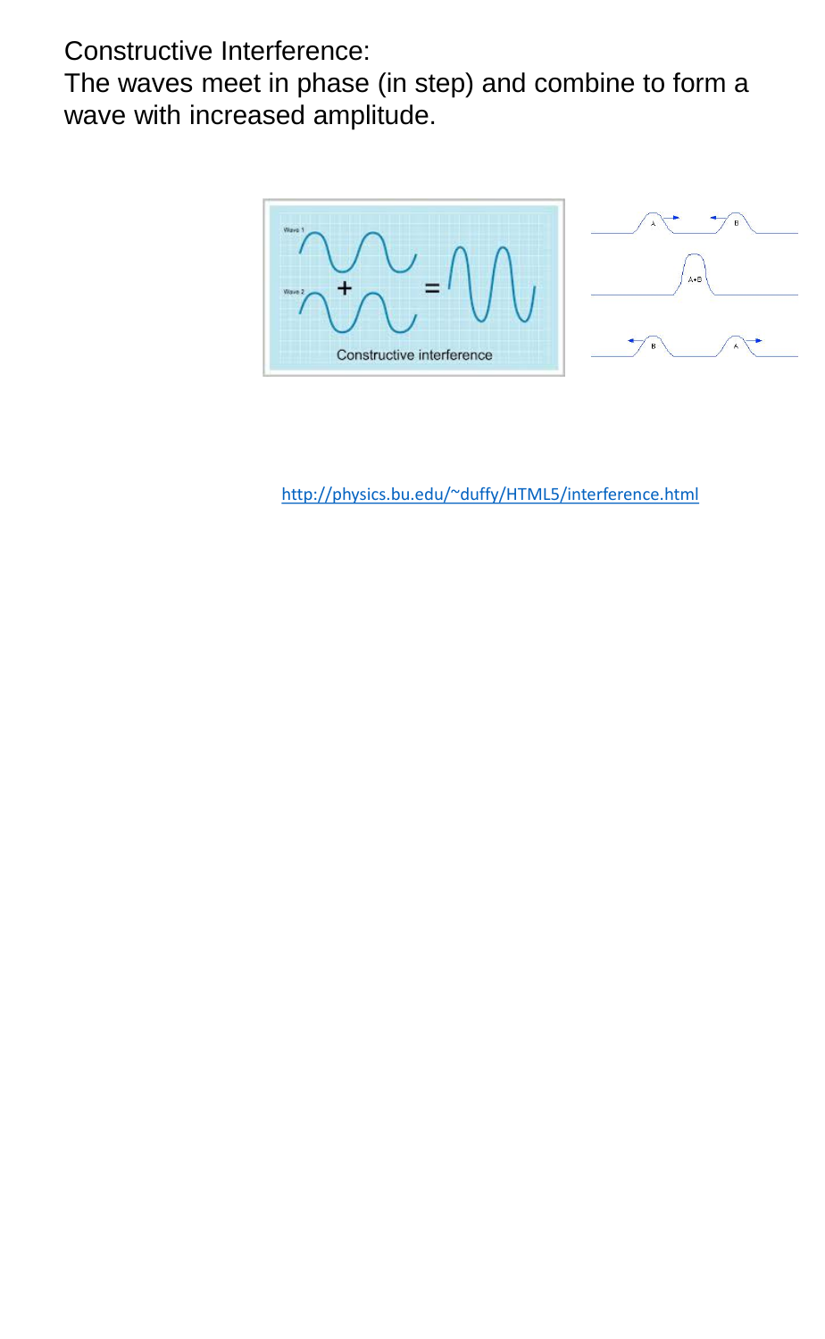Constructive Interference:

The waves meet in phase (in step) and combine to form a wave with increased amplitude.

http://physics.bu.edu/~duffy/HTML5/interference.html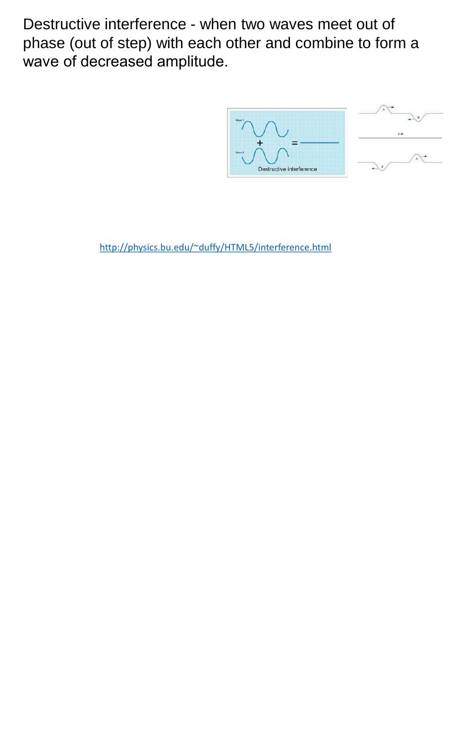Destructive interference - when two waves meet out of phase (out of step) with each other and combine to form a wave of decreased amplitude.

http://physics.bu.edu/~duffy/HTML5/interference.html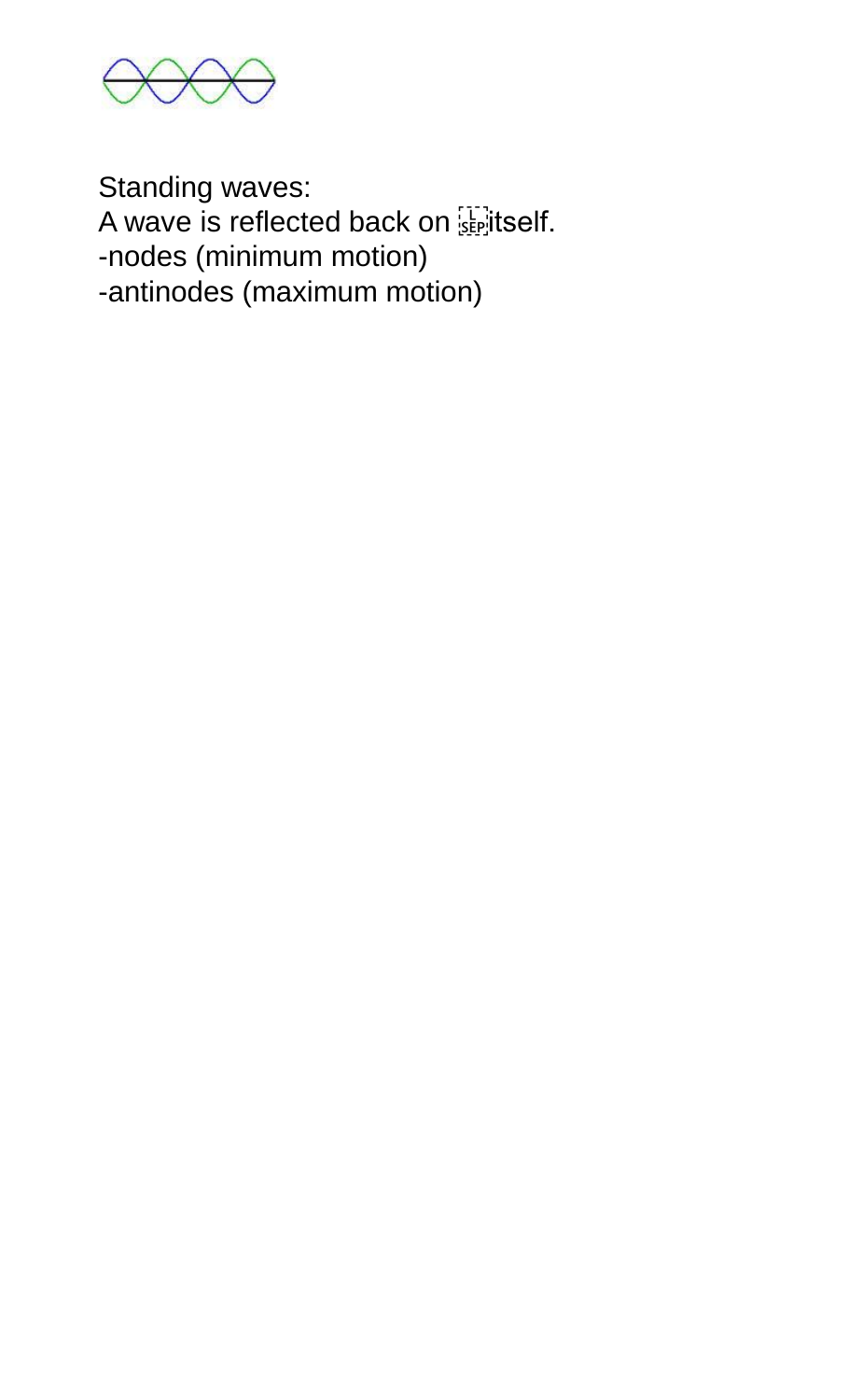Standing waves:
A wave is reflected back on itself.
-nodes (minimum motion)
-antinodes (maximum motion)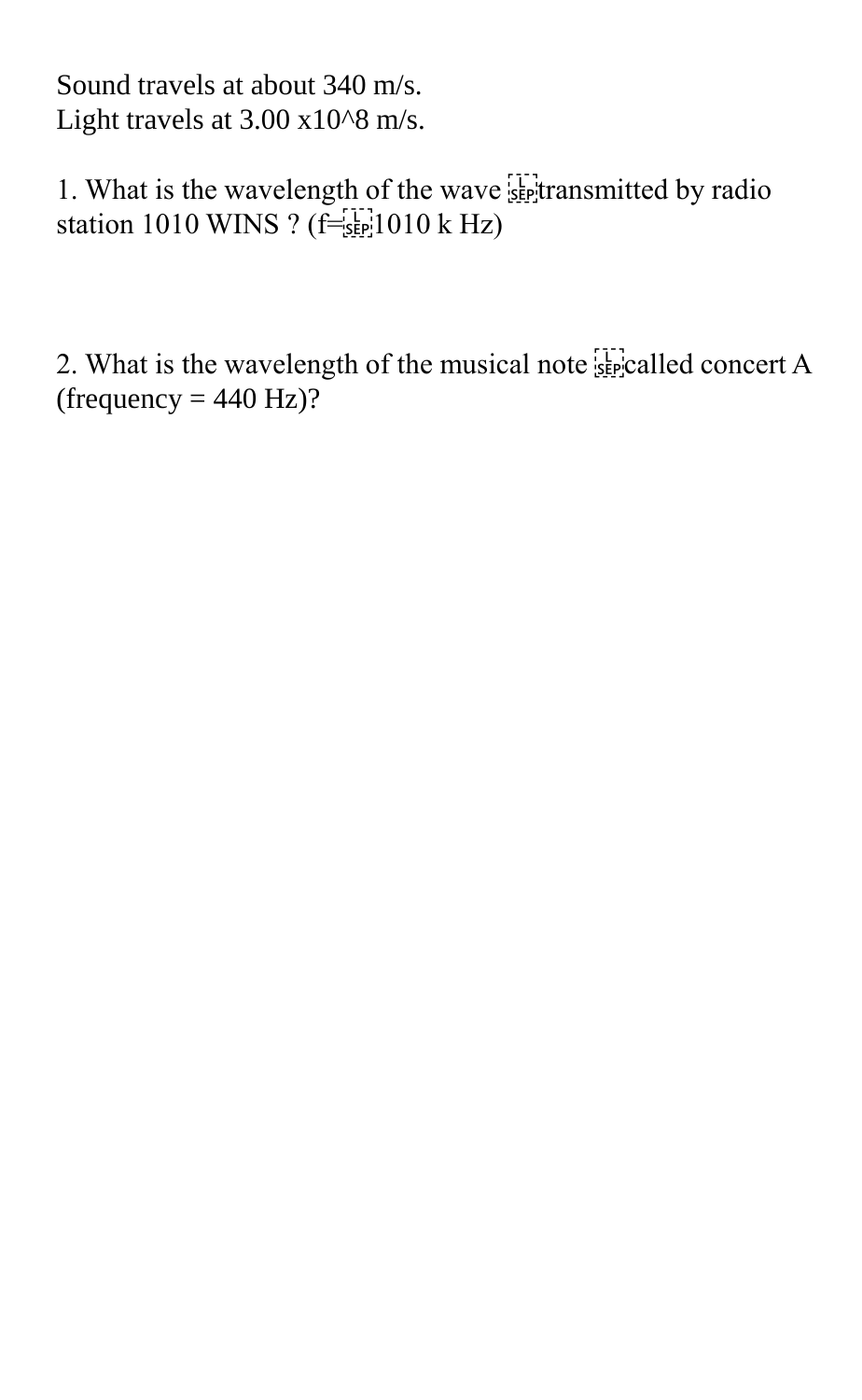Sound travels at about 340 m/s.
Light travels at 3.00 x10^8 m/s.

1. What is the wavelength of the wave transmitted by radio station 1010 WINS ? (f= 1010 k Hz)

2. What is the wavelength of the musical note called concert A (frequency = 440 Hz)?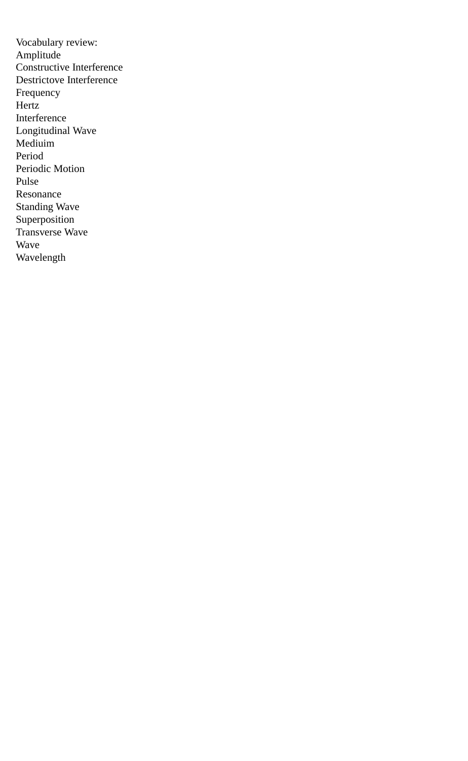Vocabulary review:
Amplitude
Constructive Interference
Destrictove Interference
Frequency
Hertz
Interference
Longitudinal Wave
Mediuim
Period
Periodic Motion
Pulse
Resonance
Standing Wave
Superposition
Transverse Wave
Wave
Wavelength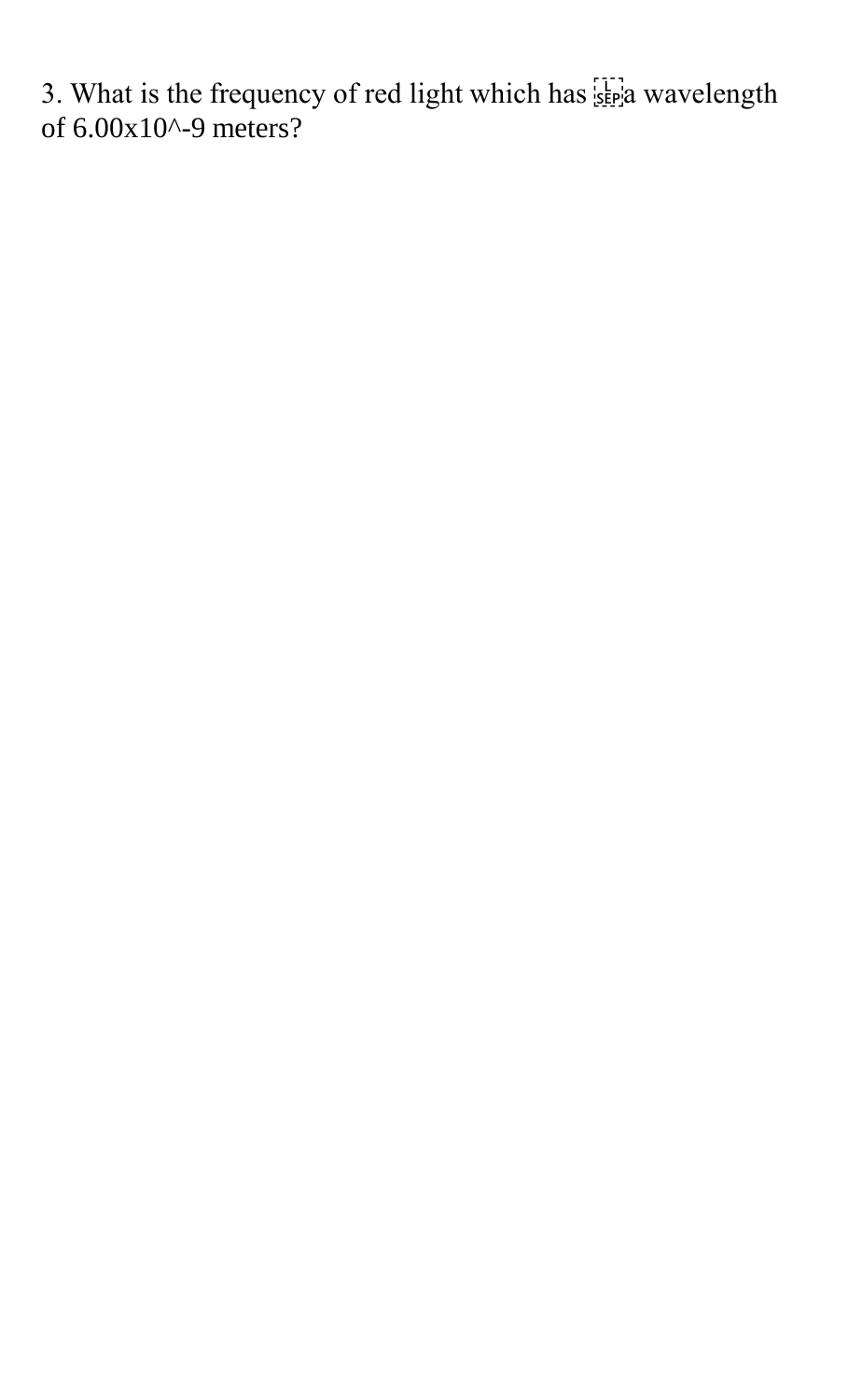3. What is the frequency of red light which has a wavelength of $6.00 \times 10^{-9}$ meters?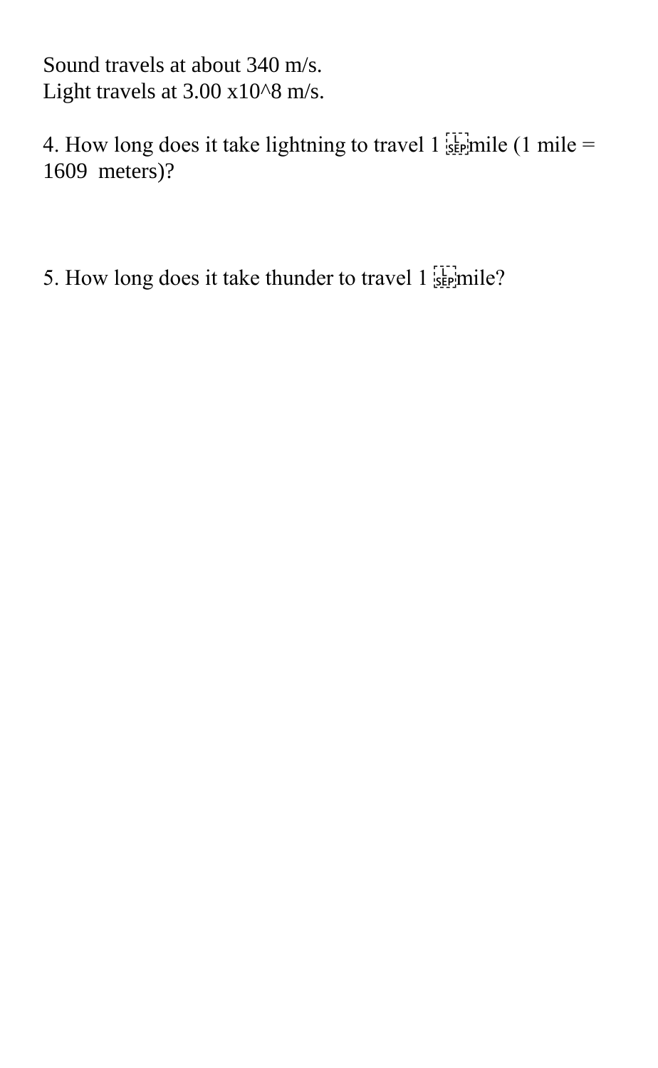Sound travels at about 340 m/s.
Light travels at $3.00 \times 10^8$ m/s.

4. How long does it take lightning to travel 1 mile (1 mile = 1609 meters)?

5. How long does it take thunder to travel 1 mile?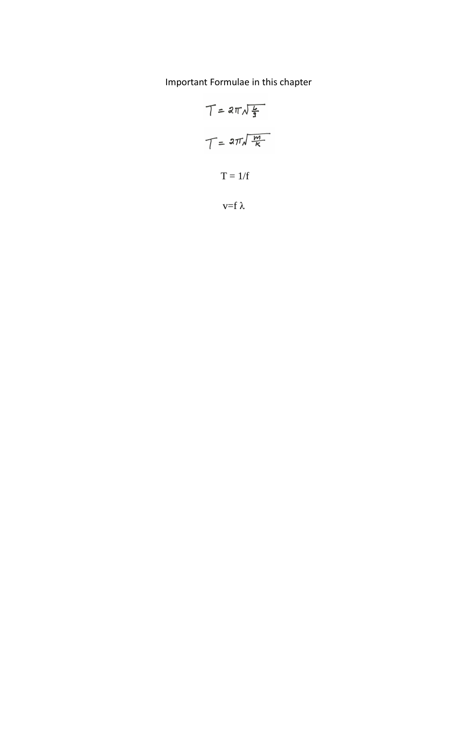Important Formulae in this chapter

$$T = 2\pi\sqrt{\frac{L}{g}}$$

$$T = 2\pi\sqrt{\frac{m}{K}}$$

$$T = 1/f$$

$$v = f\lambda$$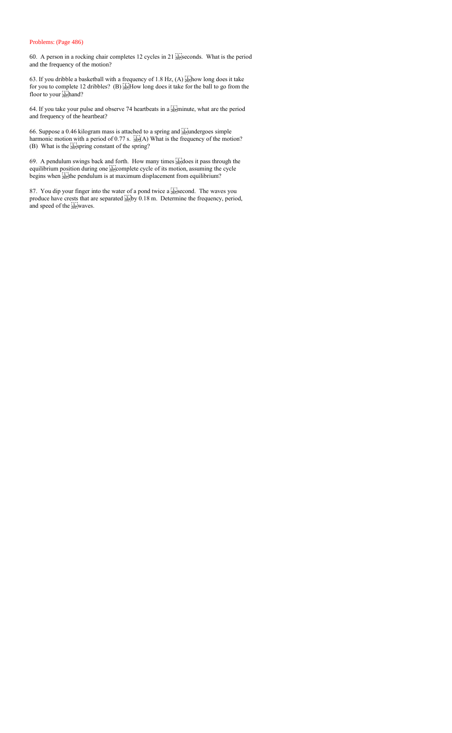Problems: (Page 486)

60. A person in a rocking chair completes 12 cycles in 21 seconds. What is the period and the frequency of the motion?

63. If you dribble a basketball with a frequency of 1.8 Hz, (A) how long does it take for you to complete 12 dribbles? (B) How long does it take for the ball to go from the floor to your hand?

64. If you take your pulse and observe 74 heartbeats in a minute, what are the period and frequency of the heartbeat?

66. Suppose a 0.46 kilogram mass is attached to a spring and undergoes simple harmonic motion with a period of 0.77 s. (A) What is the frequency of the motion? (B) What is the spring constant of the spring?

69. A pendulum swings back and forth. How many times does it pass through the equilibrium position during one complete cycle of its motion, assuming the cycle begins when the pendulum is at maximum displacement from equilibrium?

87. You dip your finger into the water of a pond twice a second. The waves you produce have crests that are separated by 0.18 m. Determine the frequency, period, and speed of the waves.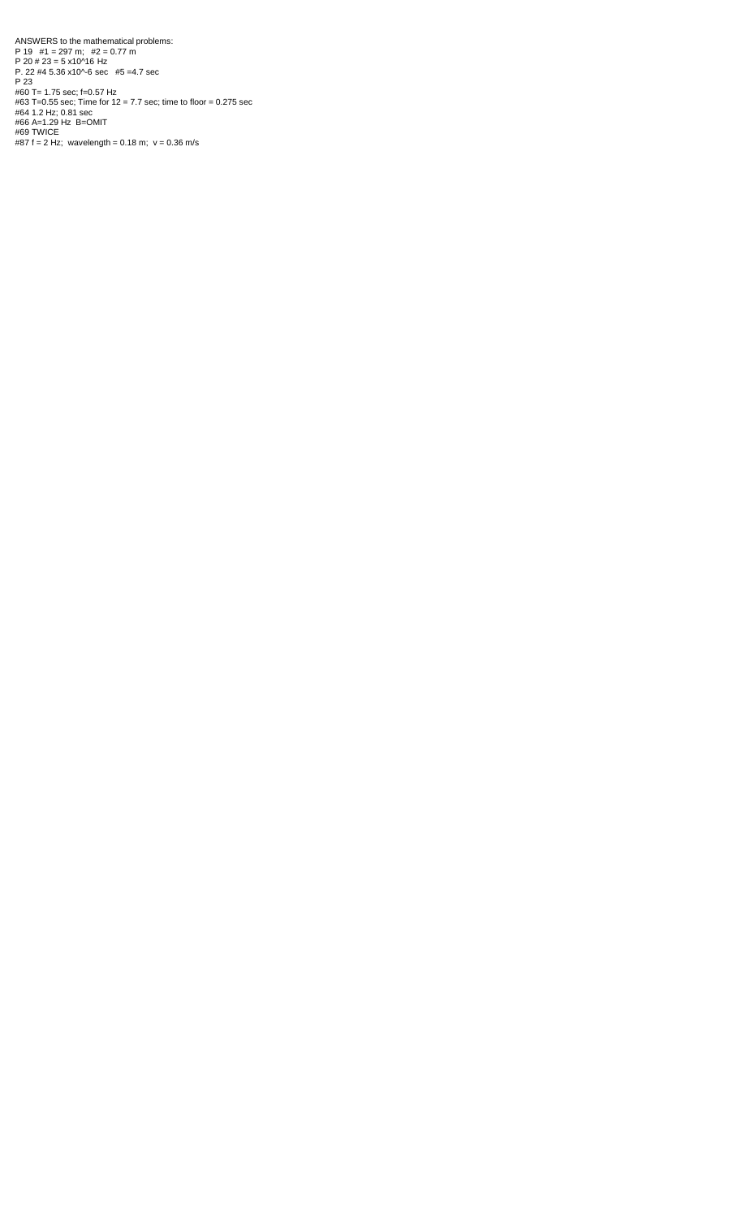ANSWERS to the mathematical problems:

P 19 #1 = 297 m; #2 = 0.77 m

P 20 # 23 = $5 \times 10^{16}$ Hz

P. 22 #4 $5.36 \times 10^{-6}$ sec #5 =4.7 sec

P 23

#60 T= 1.75 sec; f=0.57 Hz

#63 T=0.55 sec; Time for 12 = 7.7 sec; time to floor = 0.275 sec

#64 1.2 Hz; 0.81 sec

#66 A=1.29 Hz B=OMIT

#69 TWICE

#87 f = 2 Hz; wavelength = 0.18 m; v = 0.36 m/s